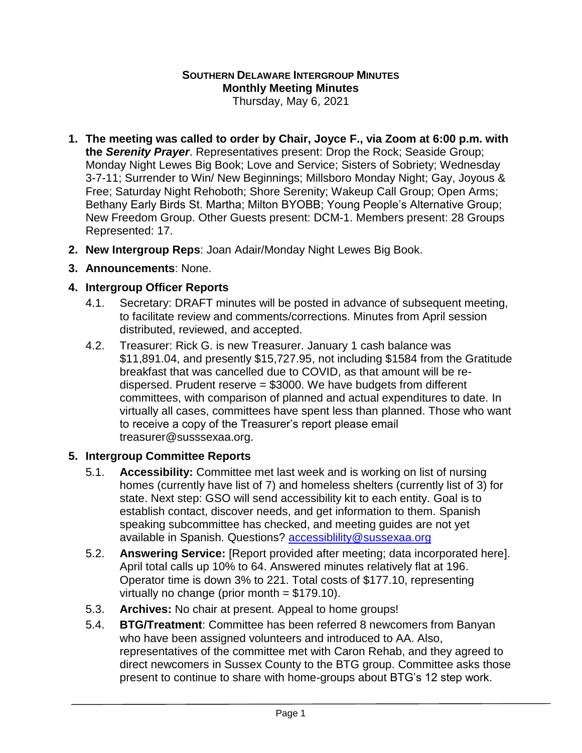**SOUTHERN DELAWARE INTERGROUP MINUTES**
**Monthly Meeting Minutes**
Thursday, May 6, 2021

1. **The meeting was called to order by Chair, Joyce F., via Zoom at 6:00 p.m. with the *Serenity Prayer***. Representatives present: Drop the Rock; Seaside Group; Monday Night Lewes Big Book; Love and Service; Sisters of Sobriety; Wednesday 3-7-11; Surrender to Win/ New Beginnings; Millsboro Monday Night; Gay, Joyous & Free; Saturday Night Rehoboth; Shore Serenity; Wakeup Call Group; Open Arms; Bethany Early Birds St. Martha; Milton BYOBB; Young People's Alternative Group; New Freedom Group. Other Guests present: DCM-1. Members present: 28 Groups Represented: 17.
2. **New Intergroup Reps**: Joan Adair/Monday Night Lewes Big Book.
3. **Announcements**: None.
4. **Intergroup Officer Reports**
   - 4.1. Secretary: DRAFT minutes will be posted in advance of subsequent meeting, to facilitate review and comments/corrections. Minutes from April session distributed, reviewed, and accepted.
   - 4.2. Treasurer: Rick G. is new Treasurer. January 1 cash balance was $11,891.04, and presently $15,727.95, not including $1584 from the Gratitude breakfast that was cancelled due to COVID, as that amount will be re-dispersed. Prudent reserve = $3000. We have budgets from different committees, with comparison of planned and actual expenditures to date. In virtually all cases, committees have spent less than planned. Those who want to receive a copy of the Treasurer's report please email treasurer@susssexaa.org.
5. **Intergroup Committee Reports**
   - 5.1. **Accessibility:** Committee met last week and is working on list of nursing homes (currently have list of 7) and homeless shelters (currently list of 3) for state. Next step: GSO will send accessibility kit to each entity. Goal is to establish contact, discover needs, and get information to them. Spanish speaking subcommittee has checked, and meeting guides are not yet available in Spanish. Questions? accessiblility@sussexaa.org
   - 5.2. **Answering Service:** [Report provided after meeting; data incorporated here]. April total calls up 10% to 64. Answered minutes relatively flat at 196. Operator time is down 3% to 221. Total costs of $177.10, representing virtually no change (prior month = $179.10).
   - 5.3. **Archives:** No chair at present. Appeal to home groups!
   - 5.4. **BTG/Treatment**: Committee has been referred 8 newcomers from Banyan who have been assigned volunteers and introduced to AA. Also, representatives of the committee met with Caron Rehab, and they agreed to direct newcomers in Sussex County to the BTG group. Committee asks those present to continue to share with home-groups about BTG's 12 step work.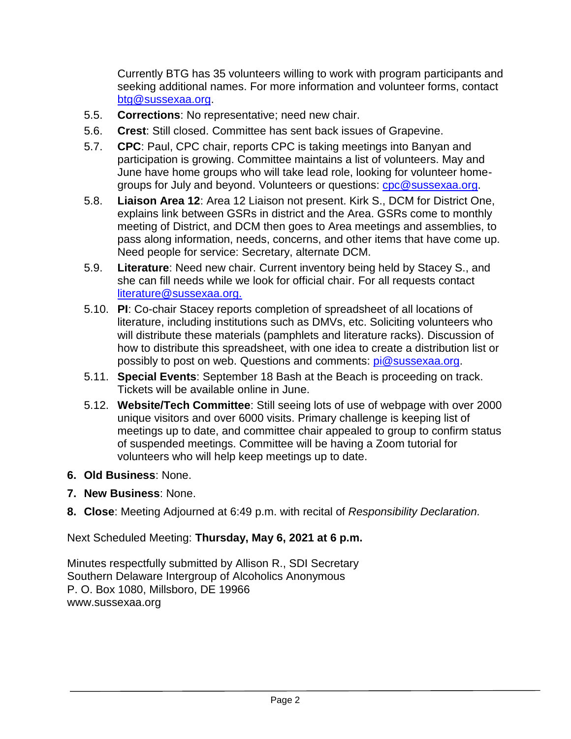Currently BTG has 35 volunteers willing to work with program participants and seeking additional names. For more information and volunteer forms, contact btg@sussexaa.org.

5.5. **Corrections**: No representative; need new chair.

5.6. **Crest**: Still closed. Committee has sent back issues of Grapevine.

5.7. **CPC**: Paul, CPC chair, reports CPC is taking meetings into Banyan and participation is growing. Committee maintains a list of volunteers. May and June have home groups who will take lead role, looking for volunteer home-groups for July and beyond. Volunteers or questions: cpc@sussexaa.org.

5.8. **Liaison Area 12**: Area 12 Liaison not present. Kirk S., DCM for District One, explains link between GSRs in district and the Area. GSRs come to monthly meeting of District, and DCM then goes to Area meetings and assemblies, to pass along information, needs, concerns, and other items that have come up. Need people for service: Secretary, alternate DCM.

5.9. **Literature**: Need new chair. Current inventory being held by Stacey S., and she can fill needs while we look for official chair. For all requests contact literature@sussexaa.org.

5.10. **PI**: Co-chair Stacey reports completion of spreadsheet of all locations of literature, including institutions such as DMVs, etc. Soliciting volunteers who will distribute these materials (pamphlets and literature racks). Discussion of how to distribute this spreadsheet, with one idea to create a distribution list or possibly to post on web. Questions and comments: pi@sussexaa.org.

5.11. **Special Events**: September 18 Bash at the Beach is proceeding on track. Tickets will be available online in June.

5.12. **Website/Tech Committee**: Still seeing lots of use of webpage with over 2000 unique visitors and over 6000 visits. Primary challenge is keeping list of meetings up to date, and committee chair appealed to group to confirm status of suspended meetings. Committee will be having a Zoom tutorial for volunteers who will help keep meetings up to date.

6. **Old Business**: None.

7. **New Business**: None.

8. **Close**: Meeting Adjourned at 6:49 p.m. with recital of *Responsibility Declaration.*

Next Scheduled Meeting: **Thursday, May 6, 2021 at 6 p.m.**

Minutes respectfully submitted by Allison R., SDI Secretary
Southern Delaware Intergroup of Alcoholics Anonymous
P. O. Box 1080, Millsboro, DE 19966
www.sussexaa.org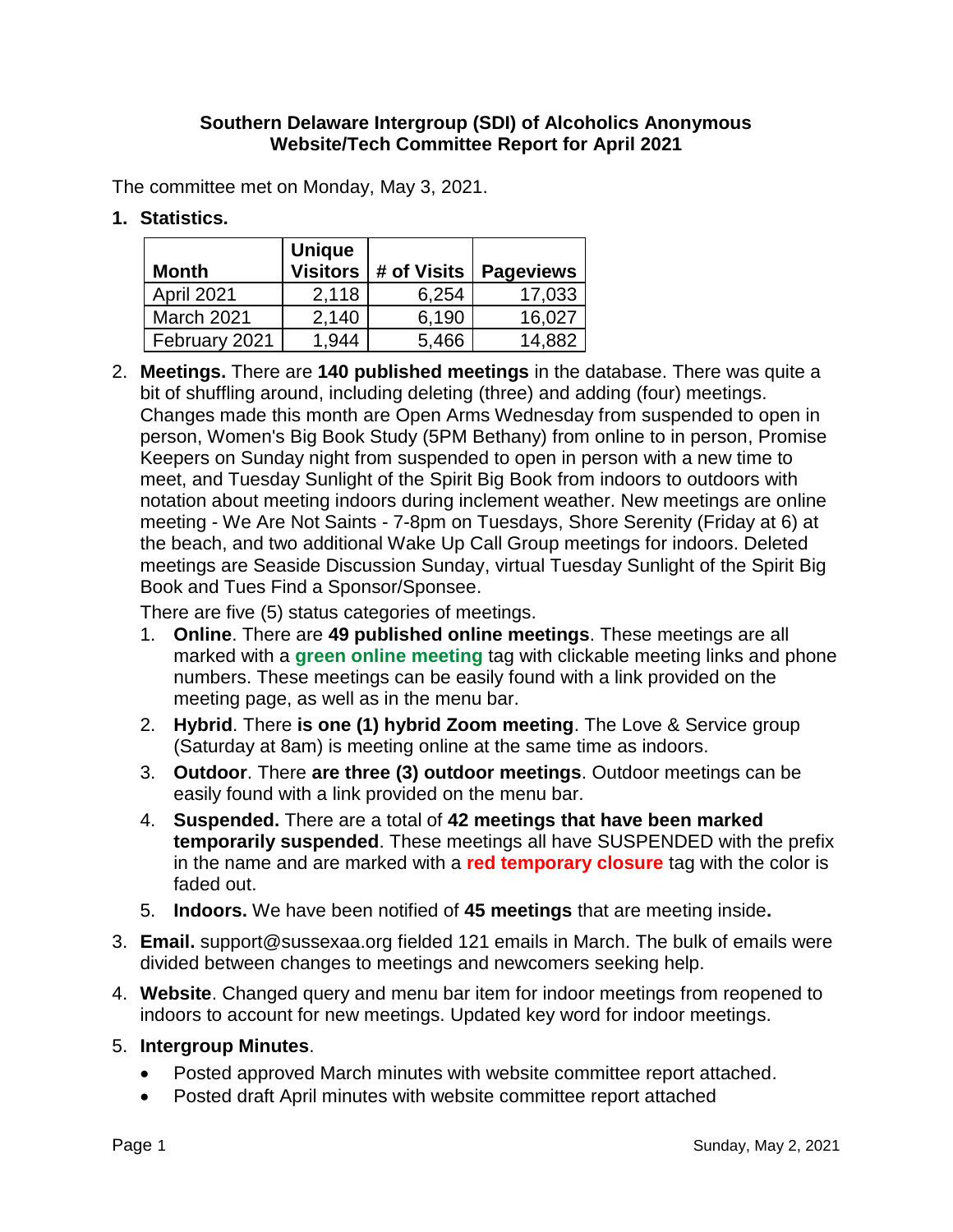**Southern Delaware Intergroup (SDI) of Alcoholics Anonymous**
**Website/Tech Committee Report for April 2021**

The committee met on Monday, May 3, 2021.

1. **Statistics.**

| Month | Unique Visitors | # of Visits | Pageviews |
|---|---|---|---|
| April 2021 | 2,118 | 6,254 | 17,033 |
| March 2021 | 2,140 | 6,190 | 16,027 |
| February 2021 | 1,944 | 5,466 | 14,882 |

2. **Meetings.** There are **140 published meetings** in the database. There was quite a bit of shuffling around, including deleting (three) and adding (four) meetings. Changes made this month are Open Arms Wednesday from suspended to open in person, Women's Big Book Study (5PM Bethany) from online to in person, Promise Keepers on Sunday night from suspended to open in person with a new time to meet, and Tuesday Sunlight of the Spirit Big Book from indoors to outdoors with notation about meeting indoors during inclement weather. New meetings are online meeting - We Are Not Saints - 7-8pm on Tuesdays, Shore Serenity (Friday at 6) at the beach, and two additional Wake Up Call Group meetings for indoors. Deleted meetings are Seaside Discussion Sunday, virtual Tuesday Sunlight of the Spirit Big Book and Tues Find a Sponsor/Sponsee.

   There are five (5) status categories of meetings.

   1. **Online**. There are **49 published online meetings**. These meetings are all marked with a **green online meeting** tag with clickable meeting links and phone numbers. These meetings can be easily found with a link provided on the meeting page, as well as in the menu bar.
   2. **Hybrid**. There **is one (1) hybrid Zoom meeting**. The Love & Service group (Saturday at 8am) is meeting online at the same time as indoors.
   3. **Outdoor**. There **are three (3) outdoor meetings**. Outdoor meetings can be easily found with a link provided on the menu bar.
   4. **Suspended.** There are a total of **42 meetings that have been marked temporarily suspended**. These meetings all have SUSPENDED with the prefix in the name and are marked with a **red temporary closure** tag with the color is faded out.
   5. **Indoors.** We have been notified of **45 meetings** that are meeting inside**.**

3. **Email.** support@sussexaa.org fielded 121 emails in March. The bulk of emails were divided between changes to meetings and newcomers seeking help.

4. **Website**. Changed query and menu bar item for indoor meetings from reopened to indoors to account for new meetings. Updated key word for indoor meetings.

5. **Intergroup Minutes**.
   - Posted approved March minutes with website committee report attached.
   - Posted draft April minutes with website committee report attached